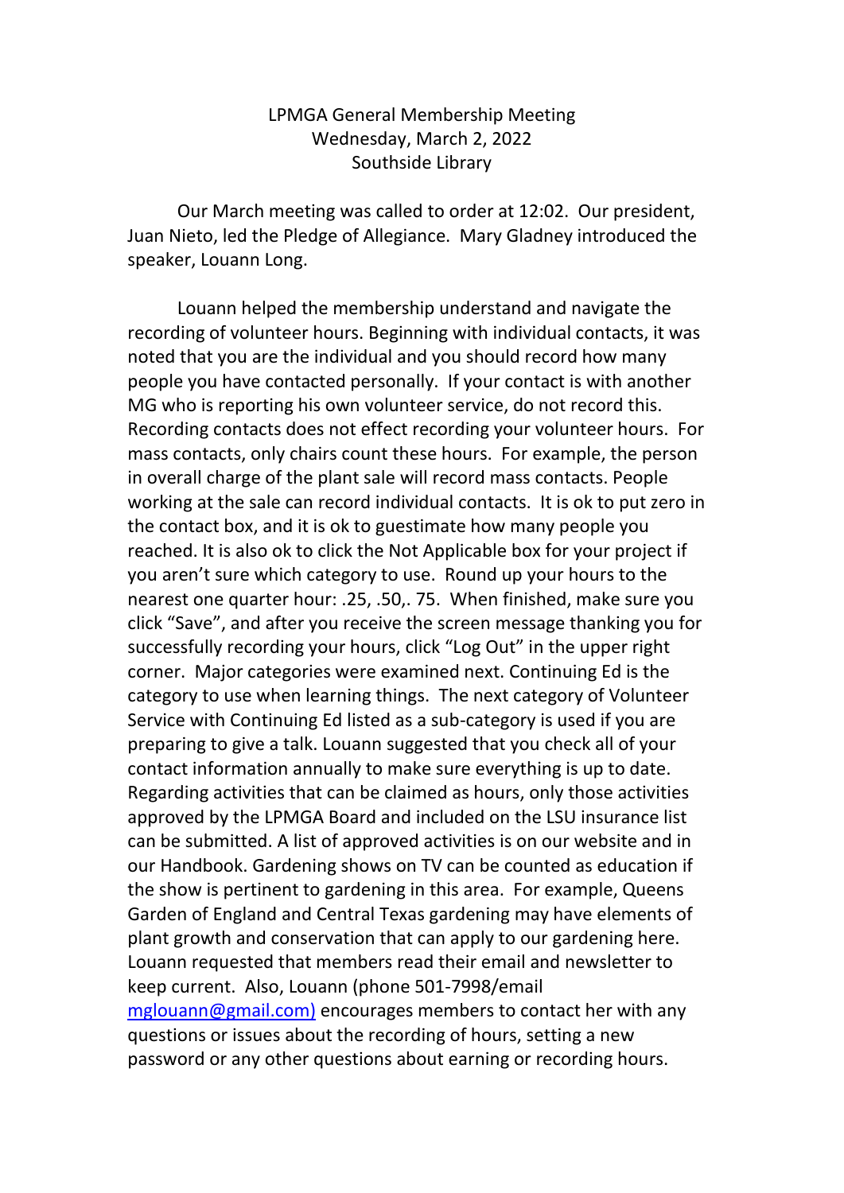# LPMGA General Membership Meeting
## Wednesday, March 2, 2022
## Southside Library

Our March meeting was called to order at 12:02. Our president, Juan Nieto, led the Pledge of Allegiance. Mary Gladney introduced the speaker, Louann Long.

Louann helped the membership understand and navigate the recording of volunteer hours. Beginning with individual contacts, it was noted that you are the individual and you should record how many people you have contacted personally. If your contact is with another MG who is reporting his own volunteer service, do not record this. Recording contacts does not effect recording your volunteer hours. For mass contacts, only chairs count these hours. For example, the person in overall charge of the plant sale will record mass contacts. People working at the sale can record individual contacts. It is ok to put zero in the contact box, and it is ok to guestimate how many people you reached. It is also ok to click the Not Applicable box for your project if you aren't sure which category to use. Round up your hours to the nearest one quarter hour: .25, .50,. 75. When finished, make sure you click "Save", and after you receive the screen message thanking you for successfully recording your hours, click "Log Out" in the upper right corner. Major categories were examined next. Continuing Ed is the category to use when learning things. The next category of Volunteer Service with Continuing Ed listed as a sub-category is used if you are preparing to give a talk. Louann suggested that you check all of your contact information annually to make sure everything is up to date. Regarding activities that can be claimed as hours, only those activities approved by the LPMGA Board and included on the LSU insurance list can be submitted. A list of approved activities is on our website and in our Handbook. Gardening shows on TV can be counted as education if the show is pertinent to gardening in this area. For example, Queens Garden of England and Central Texas gardening may have elements of plant growth and conservation that can apply to our gardening here. Louann requested that members read their email and newsletter to keep current. Also, Louann (phone 501-7998/email mglouann@gmail.com) encourages members to contact her with any questions or issues about the recording of hours, setting a new password or any other questions about earning or recording hours.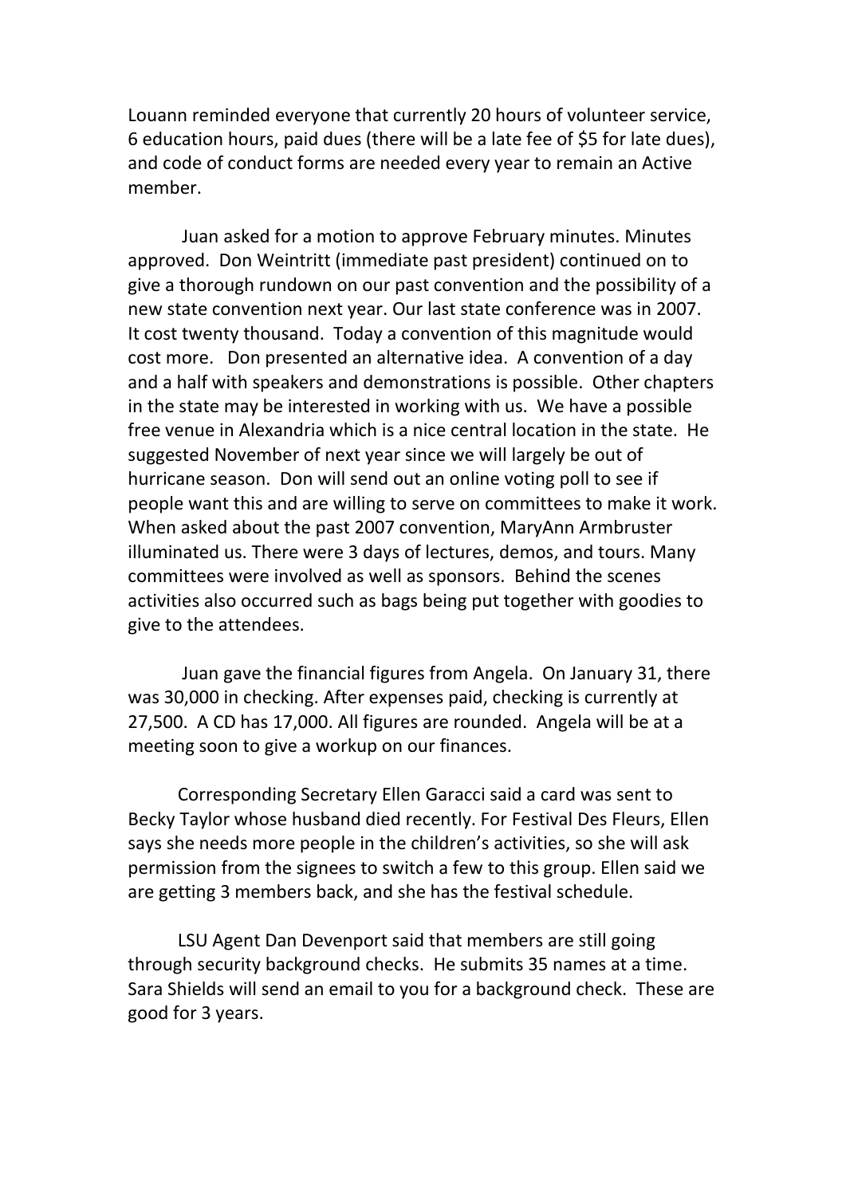Louann reminded everyone that currently 20 hours of volunteer service, 6 education hours, paid dues (there will be a late fee of $5 for late dues), and code of conduct forms are needed every year to remain an Active member.

Juan asked for a motion to approve February minutes. Minutes approved. Don Weintritt (immediate past president) continued on to give a thorough rundown on our past convention and the possibility of a new state convention next year. Our last state conference was in 2007. It cost twenty thousand. Today a convention of this magnitude would cost more. Don presented an alternative idea. A convention of a day and a half with speakers and demonstrations is possible. Other chapters in the state may be interested in working with us. We have a possible free venue in Alexandria which is a nice central location in the state. He suggested November of next year since we will largely be out of hurricane season. Don will send out an online voting poll to see if people want this and are willing to serve on committees to make it work. When asked about the past 2007 convention, MaryAnn Armbruster illuminated us. There were 3 days of lectures, demos, and tours. Many committees were involved as well as sponsors. Behind the scenes activities also occurred such as bags being put together with goodies to give to the attendees.

Juan gave the financial figures from Angela. On January 31, there was 30,000 in checking. After expenses paid, checking is currently at 27,500. A CD has 17,000. All figures are rounded. Angela will be at a meeting soon to give a workup on our finances.

Corresponding Secretary Ellen Garacci said a card was sent to Becky Taylor whose husband died recently. For Festival Des Fleurs, Ellen says she needs more people in the children's activities, so she will ask permission from the signees to switch a few to this group. Ellen said we are getting 3 members back, and she has the festival schedule.

LSU Agent Dan Devenport said that members are still going through security background checks. He submits 35 names at a time. Sara Shields will send an email to you for a background check. These are good for 3 years.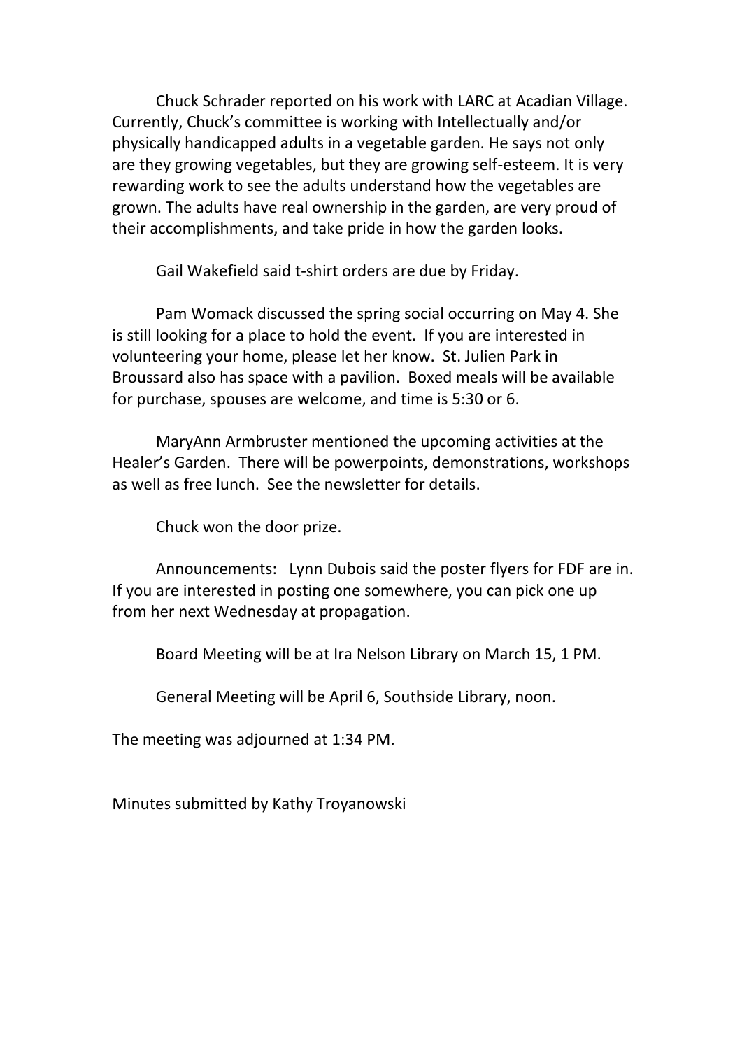Chuck Schrader reported on his work with LARC at Acadian Village. Currently, Chuck's committee is working with Intellectually and/or physically handicapped adults in a vegetable garden. He says not only are they growing vegetables, but they are growing self-esteem. It is very rewarding work to see the adults understand how the vegetables are grown. The adults have real ownership in the garden, are very proud of their accomplishments, and take pride in how the garden looks.

Gail Wakefield said t-shirt orders are due by Friday.

Pam Womack discussed the spring social occurring on May 4. She is still looking for a place to hold the event. If you are interested in volunteering your home, please let her know. St. Julien Park in Broussard also has space with a pavilion. Boxed meals will be available for purchase, spouses are welcome, and time is 5:30 or 6.

MaryAnn Armbruster mentioned the upcoming activities at the Healer's Garden. There will be powerpoints, demonstrations, workshops as well as free lunch. See the newsletter for details.

Chuck won the door prize.

Announcements: Lynn Dubois said the poster flyers for FDF are in. If you are interested in posting one somewhere, you can pick one up from her next Wednesday at propagation.

Board Meeting will be at Ira Nelson Library on March 15, 1 PM.

General Meeting will be April 6, Southside Library, noon.

The meeting was adjourned at 1:34 PM.

Minutes submitted by Kathy Troyanowski